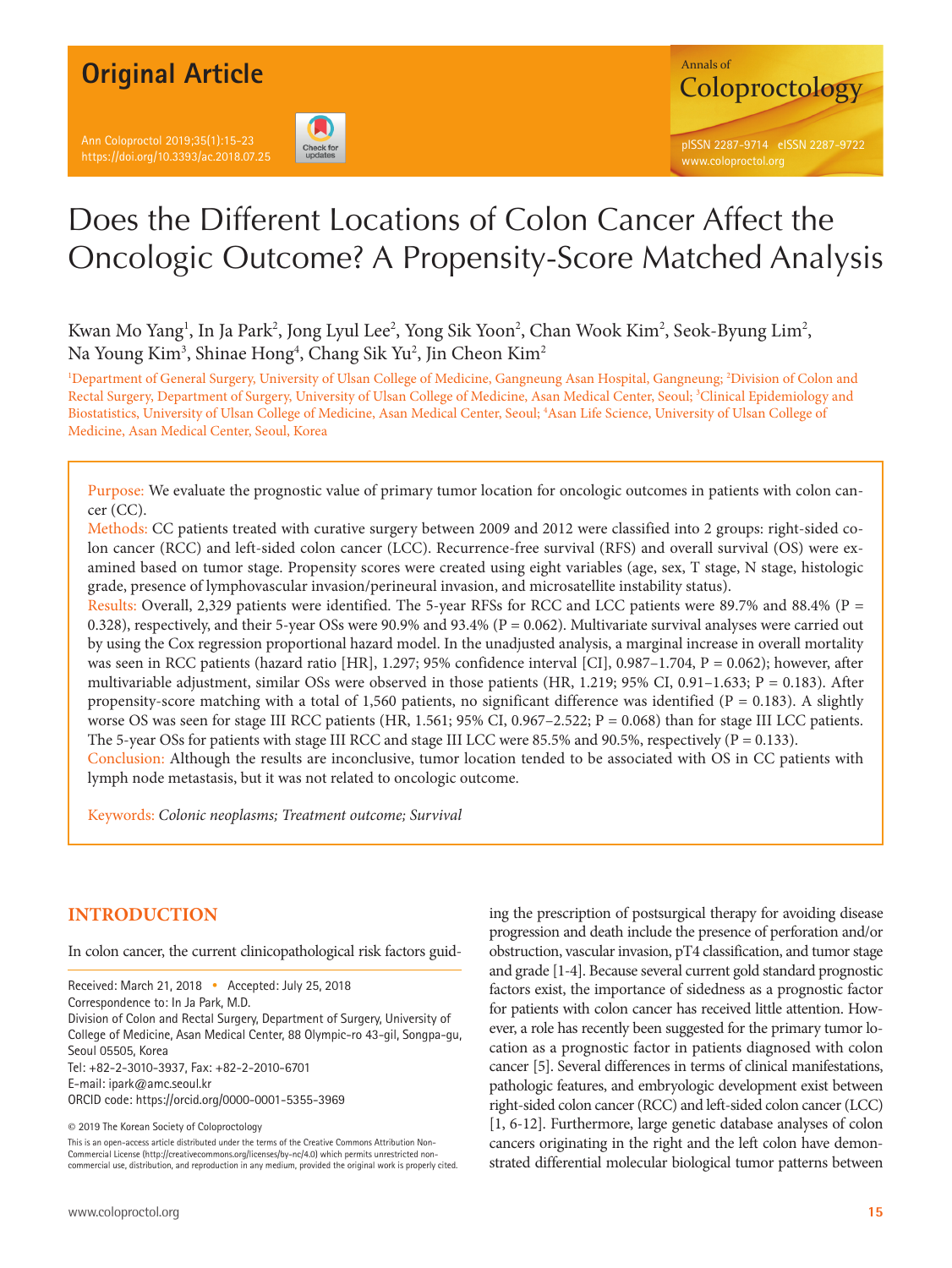Original Article

# Does the Different Locations of Colon Cancer Affect the Oncologic Outcome? A Propensity-Score Matched Analysis

Kwan Mo Yang[1], In Ja Park[2], Jong Lyul Lee[2], Yong Sik Yoon[2], Chan Wook Kim[2], Seok-Byung Lim[2], Na Young Kim[3], Shinae Hong[4], Chang Sik Yu[2], Jin Cheon Kim[2]

[1]Department of General Surgery, University of Ulsan College of Medicine, Gangneung Asan Hospital, Gangneung; [2]Division of Colon and Rectal Surgery, Department of Surgery, University of Ulsan College of Medicine, Asan Medical Center, Seoul; [3]Clinical Epidemiology and Biostatistics, University of Ulsan College of Medicine, Asan Medical Center, Seoul; [4]Asan Life Science, University of Ulsan College of Medicine, Asan Medical Center, Seoul, Korea

Purpose: We evaluate the prognostic value of primary tumor location for oncologic outcomes in patients with colon cancer (CC).

Methods: CC patients treated with curative surgery between 2009 and 2012 were classified into 2 groups: right-sided colon cancer (RCC) and left-sided colon cancer (LCC). Recurrence-free survival (RFS) and overall survival (OS) were examined based on tumor stage. Propensity scores were created using eight variables (age, sex, T stage, N stage, histologic grade, presence of lymphovascular invasion/perineural invasion, and microsatellite instability status).

Results: Overall, 2,329 patients were identified. The 5-year RFSs for RCC and LCC patients were 89.7% and 88.4% (P = 0.328), respectively, and their 5-year OSs were 90.9% and 93.4% (P = 0.062). Multivariate survival analyses were carried out by using the Cox regression proportional hazard model. In the unadjusted analysis, a marginal increase in overall mortality was seen in RCC patients (hazard ratio [HR], 1.297; 95% confidence interval [CI], 0.987–1.704, P = 0.062); however, after multivariable adjustment, similar OSs were observed in those patients (HR, 1.219; 95% CI, 0.91–1.633; P = 0.183). After propensity-score matching with a total of 1,560 patients, no significant difference was identified (P = 0.183). A slightly worse OS was seen for stage III RCC patients (HR, 1.561; 95% CI, 0.967–2.522; P = 0.068) than for stage III LCC patients. The 5-year OSs for patients with stage III RCC and stage III LCC were 85.5% and 90.5%, respectively (P = 0.133).

Conclusion: Although the results are inconclusive, tumor location tended to be associated with OS in CC patients with lymph node metastasis, but it was not related to oncologic outcome.

Keywords: *Colonic neoplasms; Treatment outcome; Survival*

## INTRODUCTION

In colon cancer, the current clinicopathological risk factors guiding the prescription of postsurgical therapy for avoiding disease progression and death include the presence of perforation and/or obstruction, vascular invasion, pT4 classification, and tumor stage and grade [1-4]. Because several current gold standard prognostic factors exist, the importance of sidedness as a prognostic factor for patients with colon cancer has received little attention. However, a role has recently been suggested for the primary tumor location as a prognostic factor in patients diagnosed with colon cancer [5]. Several differences in terms of clinical manifestations, pathologic features, and embryologic development exist between right-sided colon cancer (RCC) and left-sided colon cancer (LCC) [1, 6-12]. Furthermore, large genetic database analyses of colon cancers originating in the right and the left colon have demonstrated differential molecular biological tumor patterns between

Received: March 21, 2018 • Accepted: July 25, 2018

Correspondence to: In Ja Park, M.D.

Division of Colon and Rectal Surgery, Department of Surgery, University of Ulsan College of Medicine, Asan Medical Center, 88 Olympic-ro 43-gil, Songpa-gu, Seoul 05505, Korea

Tel: +82-2-3010-3937, Fax: +82-2-2010-6701

E-mail: ipark@amc.seoul.kr

ORCID code: https://orcid.org/0000-0001-5355-3969

© 2019 The Korean Society of Coloproctology

This is an open-access article distributed under the terms of the Creative Commons Attribution Non-Commercial License (http://creativecommons.org/licenses/by-nc/4.0) which permits unrestricted non-commercial use, distribution, and reproduction in any medium, provided the original work is properly cited.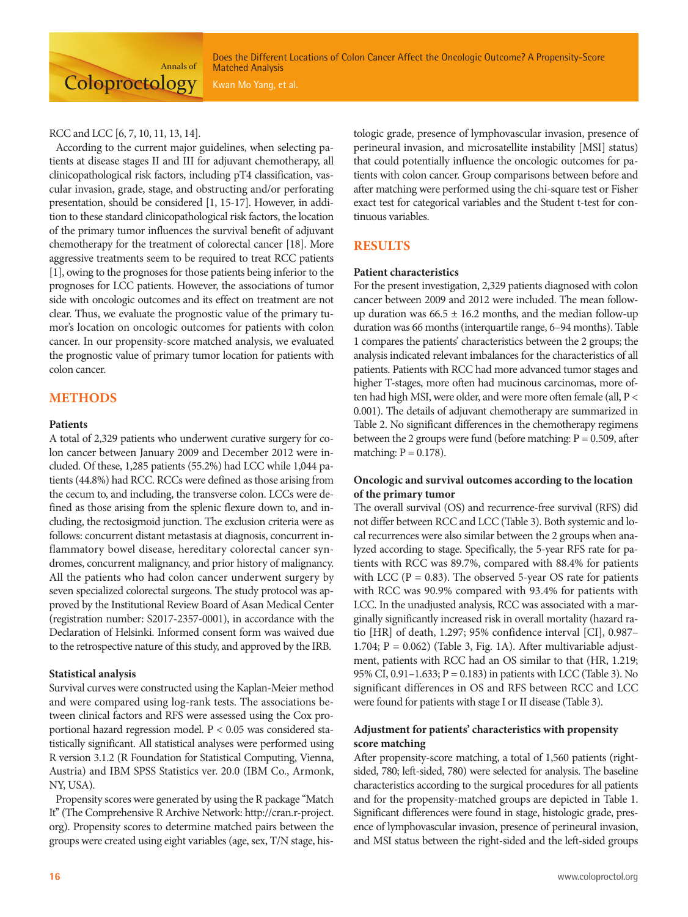RCC and LCC [6, 7, 10, 11, 13, 14].

According to the current major guidelines, when selecting patients at disease stages II and III for adjuvant chemotherapy, all clinicopathological risk factors, including pT4 classification, vascular invasion, grade, stage, and obstructing and/or perforating presentation, should be considered [1, 15-17]. However, in addition to these standard clinicopathological risk factors, the location of the primary tumor influences the survival benefit of adjuvant chemotherapy for the treatment of colorectal cancer [18]. More aggressive treatments seem to be required to treat RCC patients [1], owing to the prognoses for those patients being inferior to the prognoses for LCC patients. However, the associations of tumor side with oncologic outcomes and its effect on treatment are not clear. Thus, we evaluate the prognostic value of the primary tumor's location on oncologic outcomes for patients with colon cancer. In our propensity-score matched analysis, we evaluated the prognostic value of primary tumor location for patients with colon cancer.

## METHODS

### Patients

A total of 2,329 patients who underwent curative surgery for colon cancer between January 2009 and December 2012 were included. Of these, 1,285 patients (55.2%) had LCC while 1,044 patients (44.8%) had RCC. RCCs were defined as those arising from the cecum to, and including, the transverse colon. LCCs were defined as those arising from the splenic flexure down to, and including, the rectosigmoid junction. The exclusion criteria were as follows: concurrent distant metastasis at diagnosis, concurrent inflammatory bowel disease, hereditary colorectal cancer syndromes, concurrent malignancy, and prior history of malignancy. All the patients who had colon cancer underwent surgery by seven specialized colorectal surgeons. The study protocol was approved by the Institutional Review Board of Asan Medical Center (registration number: S2017-2357-0001), in accordance with the Declaration of Helsinki. Informed consent form was waived due to the retrospective nature of this study, and approved by the IRB.

### Statistical analysis

Survival curves were constructed using the Kaplan-Meier method and were compared using log-rank tests. The associations between clinical factors and RFS were assessed using the Cox proportional hazard regression model. $P < 0.05$ was considered statistically significant. All statistical analyses were performed using R version 3.1.2 (R Foundation for Statistical Computing, Vienna, Austria) and IBM SPSS Statistics ver. 20.0 (IBM Co., Armonk, NY, USA).

Propensity scores were generated by using the R package "Match It" (The Comprehensive R Archive Network: http://cran.r-project.org). Propensity scores to determine matched pairs between the groups were created using eight variables (age, sex, T/N stage, histologic grade, presence of lymphovascular invasion, presence of perineural invasion, and microsatellite instability [MSI] status) that could potentially influence the oncologic outcomes for patients with colon cancer. Group comparisons between before and after matching were performed using the chi-square test or Fisher exact test for categorical variables and the Student t-test for continuous variables.

## RESULTS

### Patient characteristics

For the present investigation, 2,329 patients diagnosed with colon cancer between 2009 and 2012 were included. The mean follow-up duration was 66.5 ± 16.2 months, and the median follow-up duration was 66 months (interquartile range, 6–94 months). Table 1 compares the patients' characteristics between the 2 groups; the analysis indicated relevant imbalances for the characteristics of all patients. Patients with RCC had more advanced tumor stages and higher T-stages, more often had mucinous carcinomas, more often had high MSI, were older, and were more often female (all, $P < 0.001$). The details of adjuvant chemotherapy are summarized in Table 2. No significant differences in the chemotherapy regimens between the 2 groups were fund (before matching: $P = 0.509$, after matching: $P = 0.178$).

### Oncologic and survival outcomes according to the location of the primary tumor

The overall survival (OS) and recurrence-free survival (RFS) did not differ between RCC and LCC (Table 3). Both systemic and local recurrences were also similar between the 2 groups when analyzed according to stage. Specifically, the 5-year RFS rate for patients with RCC was 89.7%, compared with 88.4% for patients with LCC ($P = 0.83$). The observed 5-year OS rate for patients with RCC was 90.9% compared with 93.4% for patients with LCC. In the unadjusted analysis, RCC was associated with a marginally significantly increased risk in overall mortality (hazard ratio [HR] of death, 1.297; 95% confidence interval [CI], 0.987–1.704; $P = 0.062$) (Table 3, Fig. 1A). After multivariable adjustment, patients with RCC had an OS similar to that (HR, 1.219; 95% CI, 0.91–1.633; $P = 0.183$) in patients with LCC (Table 3). No significant differences in OS and RFS between RCC and LCC were found for patients with stage I or II disease (Table 3).

### Adjustment for patients' characteristics with propensity score matching

After propensity-score matching, a total of 1,560 patients (right-sided, 780; left-sided, 780) were selected for analysis. The baseline characteristics according to the surgical procedures for all patients and for the propensity-matched groups are depicted in Table 1. Significant differences were found in stage, histologic grade, presence of lymphovascular invasion, presence of perineural invasion, and MSI status between the right-sided and the left-sided groups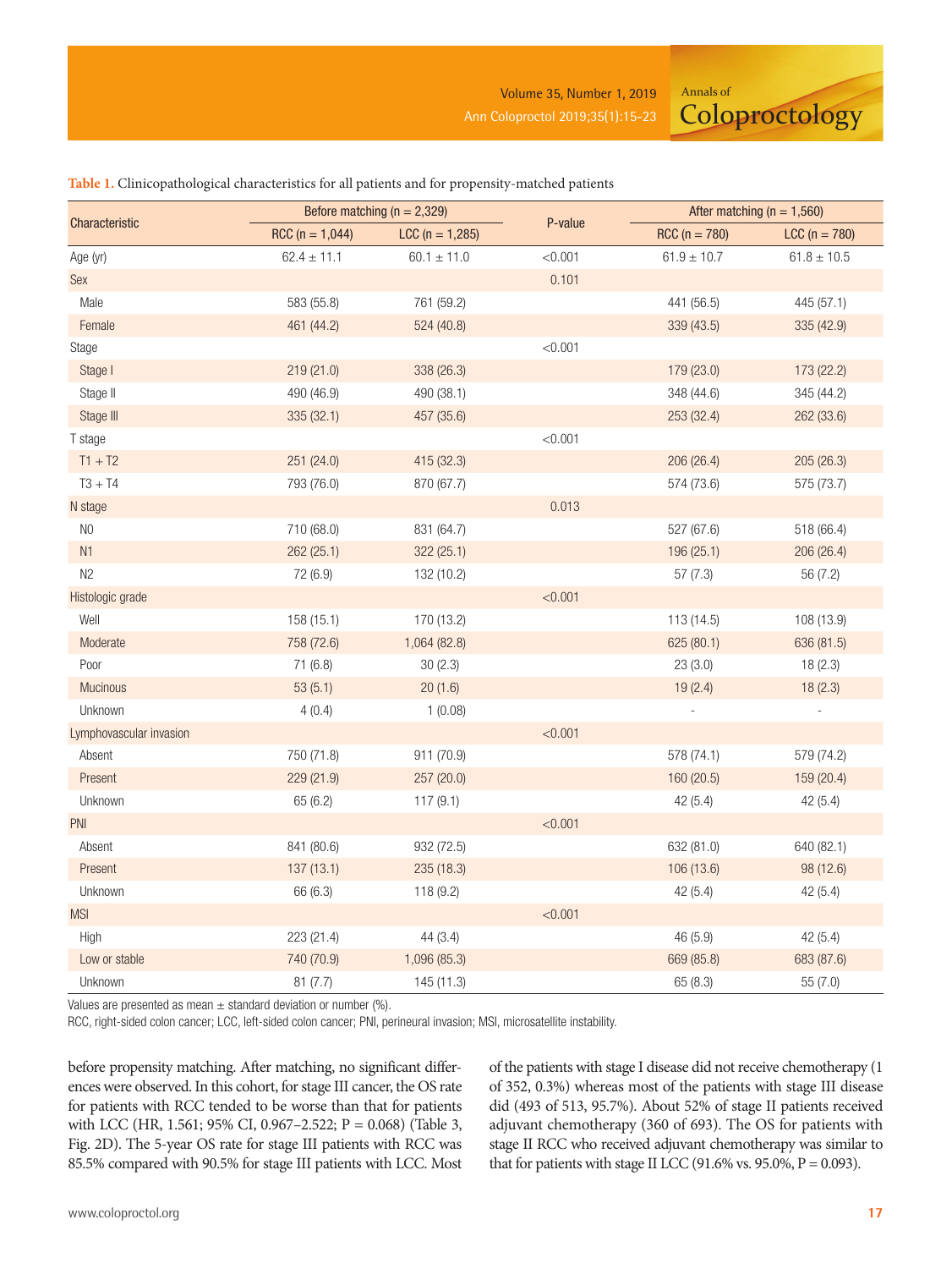**Table 1.** Clinicopathological characteristics for all patients and for propensity-matched patients

| Characteristic | Before matching (n = 2,329) | | P-value | After matching (n = 1,560) | |
|---|---|---|---|---|---|
| | RCC (n = 1,044) | LCC (n = 1,285) | | RCC (n = 780) | LCC (n = 780) |
| Age (yr) | 62.4 ± 11.1 | 60.1 ± 11.0 | <0.001 | 61.9 ± 10.7 | 61.8 ± 10.5 |
| Sex | | | 0.101 | | |
| Male | 583 (55.8) | 761 (59.2) | | 441 (56.5) | 445 (57.1) |
| Female | 461 (44.2) | 524 (40.8) | | 339 (43.5) | 335 (42.9) |
| Stage | | | <0.001 | | |
| Stage I | 219 (21.0) | 338 (26.3) | | 179 (23.0) | 173 (22.2) |
| Stage II | 490 (46.9) | 490 (38.1) | | 348 (44.6) | 345 (44.2) |
| Stage III | 335 (32.1) | 457 (35.6) | | 253 (32.4) | 262 (33.6) |
| T stage | | | <0.001 | | |
| T1 + T2 | 251 (24.0) | 415 (32.3) | | 206 (26.4) | 205 (26.3) |
| T3 + T4 | 793 (76.0) | 870 (67.7) | | 574 (73.6) | 575 (73.7) |
| N stage | | | 0.013 | | |
| N0 | 710 (68.0) | 831 (64.7) | | 527 (67.6) | 518 (66.4) |
| N1 | 262 (25.1) | 322 (25.1) | | 196 (25.1) | 206 (26.4) |
| N2 | 72 (6.9) | 132 (10.2) | | 57 (7.3) | 56 (7.2) |
| Histologic grade | | | <0.001 | | |
| Well | 158 (15.1) | 170 (13.2) | | 113 (14.5) | 108 (13.9) |
| Moderate | 758 (72.6) | 1,064 (82.8) | | 625 (80.1) | 636 (81.5) |
| Poor | 71 (6.8) | 30 (2.3) | | 23 (3.0) | 18 (2.3) |
| Mucinous | 53 (5.1) | 20 (1.6) | | 19 (2.4) | 18 (2.3) |
| Unknown | 4 (0.4) | 1 (0.08) | | - | - |
| Lymphovascular invasion | | | <0.001 | | |
| Absent | 750 (71.8) | 911 (70.9) | | 578 (74.1) | 579 (74.2) |
| Present | 229 (21.9) | 257 (20.0) | | 160 (20.5) | 159 (20.4) |
| Unknown | 65 (6.2) | 117 (9.1) | | 42 (5.4) | 42 (5.4) |
| PNI | | | <0.001 | | |
| Absent | 841 (80.6) | 932 (72.5) | | 632 (81.0) | 640 (82.1) |
| Present | 137 (13.1) | 235 (18.3) | | 106 (13.6) | 98 (12.6) |
| Unknown | 66 (6.3) | 118 (9.2) | | 42 (5.4) | 42 (5.4) |
| MSI | | | <0.001 | | |
| High | 223 (21.4) | 44 (3.4) | | 46 (5.9) | 42 (5.4) |
| Low or stable | 740 (70.9) | 1,096 (85.3) | | 669 (85.8) | 683 (87.6) |
| Unknown | 81 (7.7) | 145 (11.3) | | 65 (8.3) | 55 (7.0) |

Values are presented as mean ± standard deviation or number (%).

RCC, right-sided colon cancer; LCC, left-sided colon cancer; PNI, perineural invasion; MSI, microsatellite instability.

before propensity matching. After matching, no significant differences were observed. In this cohort, for stage III cancer, the OS rate for patients with RCC tended to be worse than that for patients with LCC (HR, 1.561; 95% CI, 0.967–2.522; P = 0.068) (Table 3, Fig. 2D). The 5-year OS rate for stage III patients with RCC was 85.5% compared with 90.5% for stage III patients with LCC. Most of the patients with stage I disease did not receive chemotherapy (1 of 352, 0.3%) whereas most of the patients with stage III disease did (493 of 513, 95.7%). About 52% of stage II patients received adjuvant chemotherapy (360 of 693). The OS for patients with stage II RCC who received adjuvant chemotherapy was similar to that for patients with stage II LCC (91.6% vs. 95.0%, P = 0.093).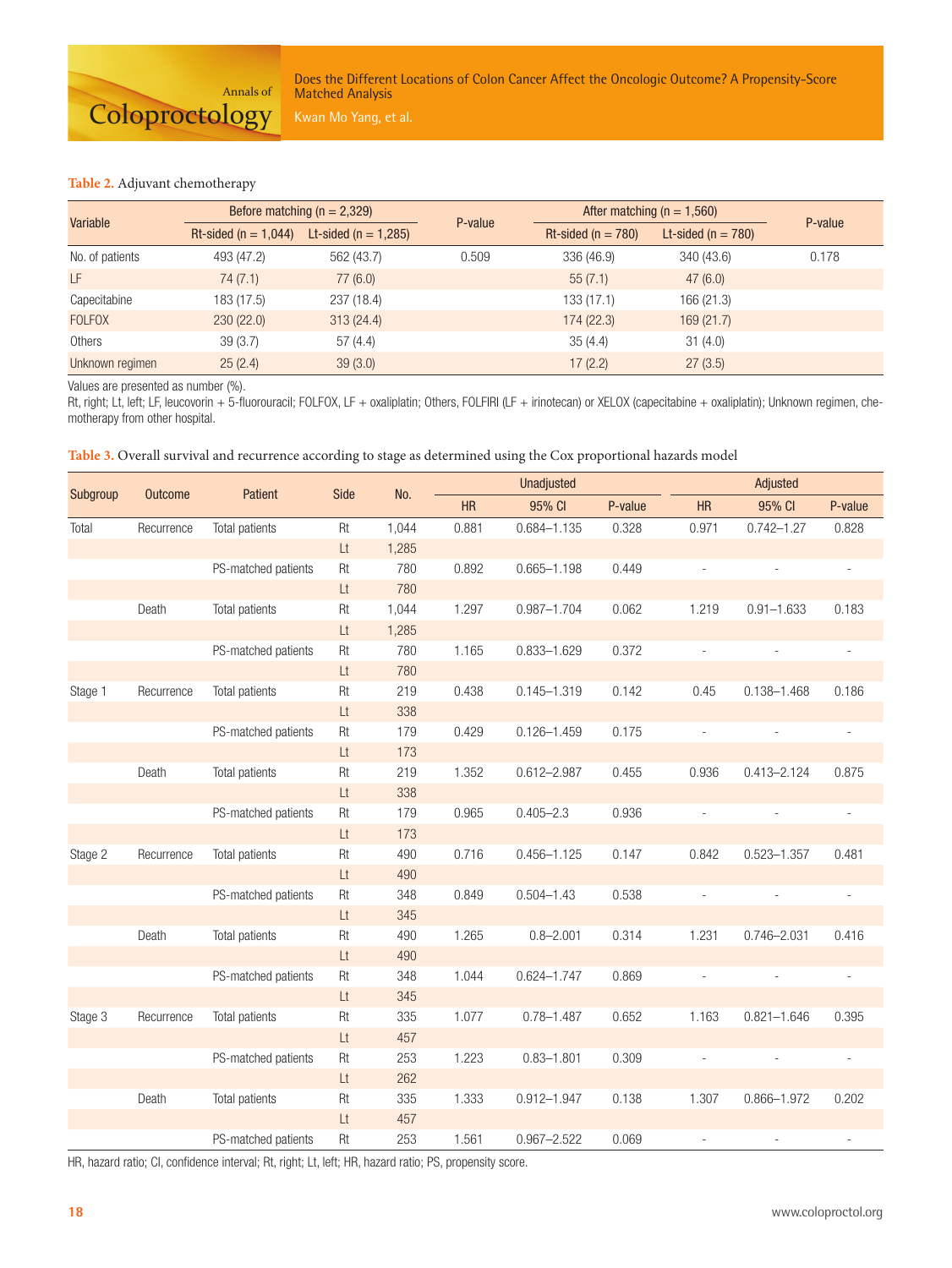**Table 2.** Adjuvant chemotherapy

| Variable | Before matching (n = 2,329) | | P-value | After matching (n = 1,560) | | P-value |
|---|---|---|---|---|---|---|
| | Rt-sided (n = 1,044) | Lt-sided (n = 1,285) | | Rt-sided (n = 780) | Lt-sided (n = 780) | |
| No. of patients | 493 (47.2) | 562 (43.7) | 0.509 | 336 (46.9) | 340 (43.6) | 0.178 |
| LF | 74 (7.1) | 77 (6.0) | | 55 (7.1) | 47 (6.0) | |
| Capecitabine | 183 (17.5) | 237 (18.4) | | 133 (17.1) | 166 (21.3) | |
| FOLFOX | 230 (22.0) | 313 (24.4) | | 174 (22.3) | 169 (21.7) | |
| Others | 39 (3.7) | 57 (4.4) | | 35 (4.4) | 31 (4.0) | |
| Unknown regimen | 25 (2.4) | 39 (3.0) | | 17 (2.2) | 27 (3.5) | |

Values are presented as number (%).

Rt, right; Lt, left; LF, leucovorin + 5-fluorouracil; FOLFOX, LF + oxaliplatin; Others, FOLFIRI (LF + irinotecan) or XELOX (capecitabine + oxaliplatin); Unknown regimen, chemotherapy from other hospital.

**Table 3.** Overall survival and recurrence according to stage as determined using the Cox proportional hazards model

| Subgroup | Outcome | Patient | Side | No. | Unadjusted | | | Adjusted | | |
|---|---|---|---|---|---|---|---|---|---|---|
| | | | | | HR | 95% CI | P-value | HR | 95% CI | P-value |
| Total | Recurrence | Total patients | Rt | 1,044 | 0.881 | 0.684–1.135 | 0.328 | 0.971 | 0.742–1.27 | 0.828 |
| | | | Lt | 1,285 | | | | | | |
| | | PS-matched patients | Rt | 780 | 0.892 | 0.665–1.198 | 0.449 | - | - | - |
| | | | Lt | 780 | | | | | | |
| | Death | Total patients | Rt | 1,044 | 1.297 | 0.987–1.704 | 0.062 | 1.219 | 0.91–1.633 | 0.183 |
| | | | Lt | 1,285 | | | | | | |
| | | PS-matched patients | Rt | 780 | 1.165 | 0.833–1.629 | 0.372 | - | - | - |
| | | | Lt | 780 | | | | | | |
| Stage 1 | Recurrence | Total patients | Rt | 219 | 0.438 | 0.145–1.319 | 0.142 | 0.45 | 0.138–1.468 | 0.186 |
| | | | Lt | 338 | | | | | | |
| | | PS-matched patients | Rt | 179 | 0.429 | 0.126–1.459 | 0.175 | - | - | - |
| | | | Lt | 173 | | | | | | |
| | Death | Total patients | Rt | 219 | 1.352 | 0.612–2.987 | 0.455 | 0.936 | 0.413–2.124 | 0.875 |
| | | | Lt | 338 | | | | | | |
| | | PS-matched patients | Rt | 179 | 0.965 | 0.405–2.3 | 0.936 | - | - | - |
| | | | Lt | 173 | | | | | | |
| Stage 2 | Recurrence | Total patients | Rt | 490 | 0.716 | 0.456–1.125 | 0.147 | 0.842 | 0.523–1.357 | 0.481 |
| | | | Lt | 490 | | | | | | |
| | | PS-matched patients | Rt | 348 | 0.849 | 0.504–1.43 | 0.538 | - | - | - |
| | | | Lt | 345 | | | | | | |
| | Death | Total patients | Rt | 490 | 1.265 | 0.8–2.001 | 0.314 | 1.231 | 0.746–2.031 | 0.416 |
| | | | Lt | 490 | | | | | | |
| | | PS-matched patients | Rt | 348 | 1.044 | 0.624–1.747 | 0.869 | - | - | - |
| | | | Lt | 345 | | | | | | |
| Stage 3 | Recurrence | Total patients | Rt | 335 | 1.077 | 0.78–1.487 | 0.652 | 1.163 | 0.821–1.646 | 0.395 |
| | | | Lt | 457 | | | | | | |
| | | PS-matched patients | Rt | 253 | 1.223 | 0.83–1.801 | 0.309 | - | - | - |
| | | | Lt | 262 | | | | | | |
| | Death | Total patients | Rt | 335 | 1.333 | 0.912–1.947 | 0.138 | 1.307 | 0.866–1.972 | 0.202 |
| | | | Lt | 457 | | | | | | |
| | | PS-matched patients | Rt | 253 | 1.561 | 0.967–2.522 | 0.069 | - | - | - |

HR, hazard ratio; CI, confidence interval; Rt, right; Lt, left; HR, hazard ratio; PS, propensity score.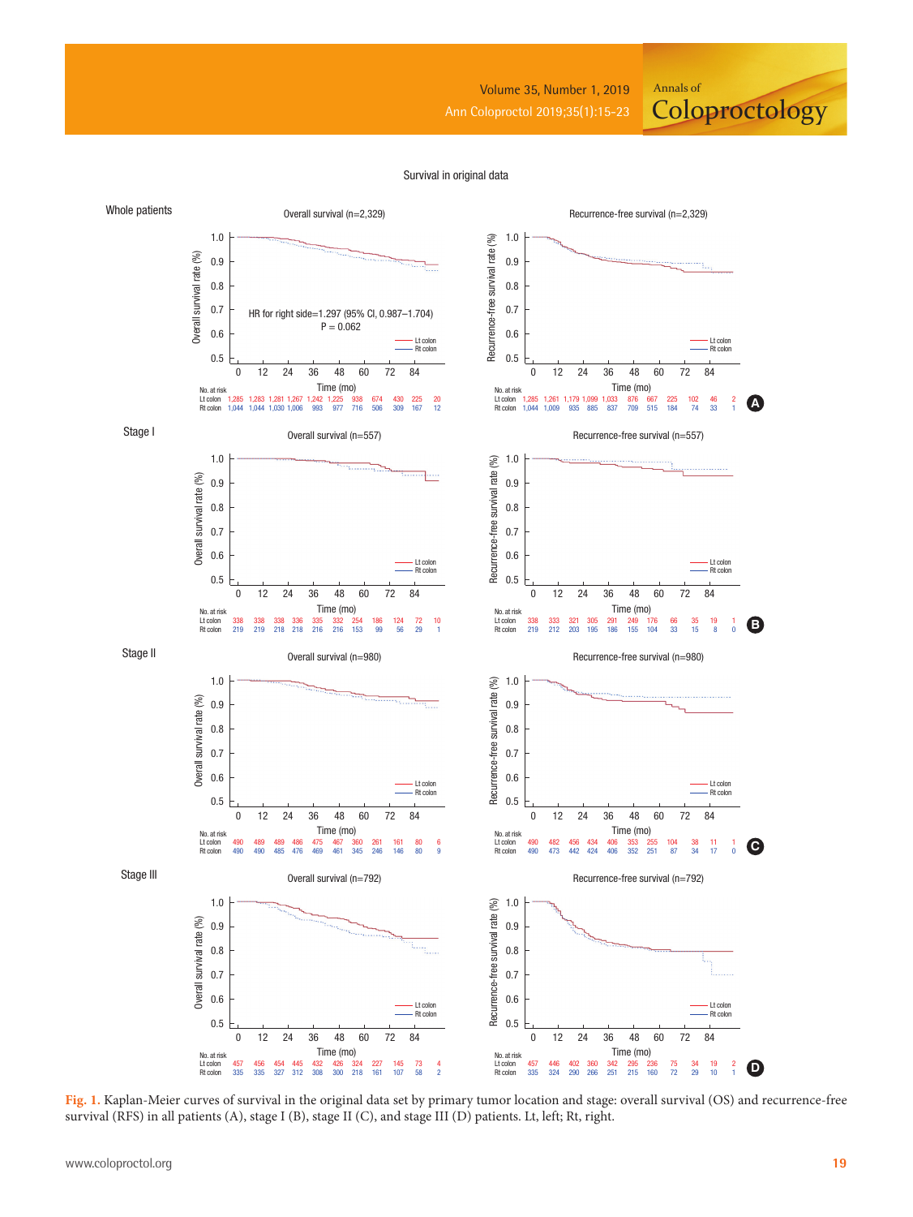Fig. 1. Kaplan-Meier curves of survival in the original data set by primary tumor location and stage: overall survival (OS) and recurrence-free survival (RFS) in all patients (A), stage I (B), stage II (C), and stage III (D) patients. Lt, left; Rt, right.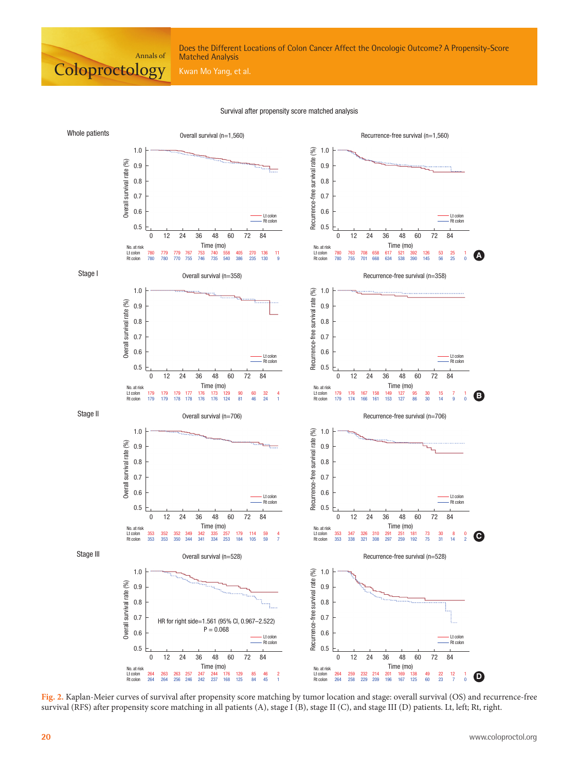Survival after propensity score matched analysis

Whole patients

Overall survival (n=1,560)

| No. at risk | 0 | 12 | 24 | 36 | 48 | 60 | 72 | 84 | | | |
|---|---|---|---|---|---|---|---|---|---|---|---|
| Lt colon | 780 | 779 | 779 | 767 | 753 | 740 | 558 | 405 | 270 | 136 | 11 |
| Rt colon | 780 | 780 | 770 | 755 | 746 | 735 | 540 | 386 | 235 | 130 | 9 |

Recurrence-free survival (n=1,560)

| No. at risk | | | | | | | | | | | |
|---|---|---|---|---|---|---|---|---|---|---|---|
| Lt colon | 780 | 763 | 708 | 658 | 617 | 521 | 392 | 126 | 53 | 25 | 1 |
| Rt colon | 780 | 755 | 701 | 668 | 634 | 538 | 390 | 145 | 56 | 25 | 0 |

Stage I

Overall survival (n=358)

| No. at risk | | | | | | | | | | | |
|---|---|---|---|---|---|---|---|---|---|---|---|
| Lt colon | 179 | 179 | 179 | 177 | 176 | 173 | 129 | 90 | 60 | 32 | 4 |
| Rt colon | 179 | 179 | 178 | 178 | 176 | 176 | 124 | 81 | 46 | 24 | 1 |

Recurrence-free survival (n=358)

| No. at risk | | | | | | | | | | | |
|---|---|---|---|---|---|---|---|---|---|---|---|
| Lt colon | 179 | 176 | 167 | 158 | 149 | 127 | 95 | 30 | 15 | 7 | 1 |
| Rt colon | 179 | 174 | 166 | 161 | 153 | 127 | 86 | 30 | 14 | 9 | 0 |

Stage II

Overall survival (n=706)

| No. at risk | | | | | | | | | | | |
|---|---|---|---|---|---|---|---|---|---|---|---|
| Lt colon | 353 | 352 | 352 | 349 | 342 | 335 | 257 | 179 | 114 | 59 | 4 |
| Rt colon | 353 | 353 | 350 | 344 | 341 | 334 | 253 | 184 | 105 | 59 | 7 |

Recurrence-free survival (n=706)

| No. at risk | | | | | | | | | | | |
|---|---|---|---|---|---|---|---|---|---|---|---|
| Lt colon | 353 | 347 | 326 | 310 | 291 | 251 | 181 | 73 | 30 | 8 | 0 |
| Rt colon | 353 | 338 | 321 | 308 | 297 | 259 | 192 | 75 | 31 | 14 | 2 |

Stage III

Overall survival (n=528)

HR for right side=1.561 (95% CI, 0.967–2.522)
P = 0.068

| No. at risk | | | | | | | | | | | |
|---|---|---|---|---|---|---|---|---|---|---|---|
| Lt colon | 264 | 263 | 263 | 257 | 247 | 244 | 176 | 129 | 85 | 46 | 2 |
| Rt colon | 264 | 264 | 256 | 246 | 242 | 237 | 168 | 125 | 84 | 45 | 1 |

Recurrence-free survival (n=528)

| No. at risk | | | | | | | | | | | |
|---|---|---|---|---|---|---|---|---|---|---|---|
| Lt colon | 264 | 259 | 232 | 214 | 201 | 169 | 138 | 49 | 22 | 12 | 1 |
| Rt colon | 264 | 258 | 229 | 209 | 196 | 167 | 125 | 60 | 23 | 7 | 0 |

**Fig. 2.** Kaplan-Meier curves of survival after propensity score matching by tumor location and stage: overall survival (OS) and recurrence-free survival (RFS) after propensity score matching in all patients (A), stage I (B), stage II (C), and stage III (D) patients. Lt, left; Rt, right.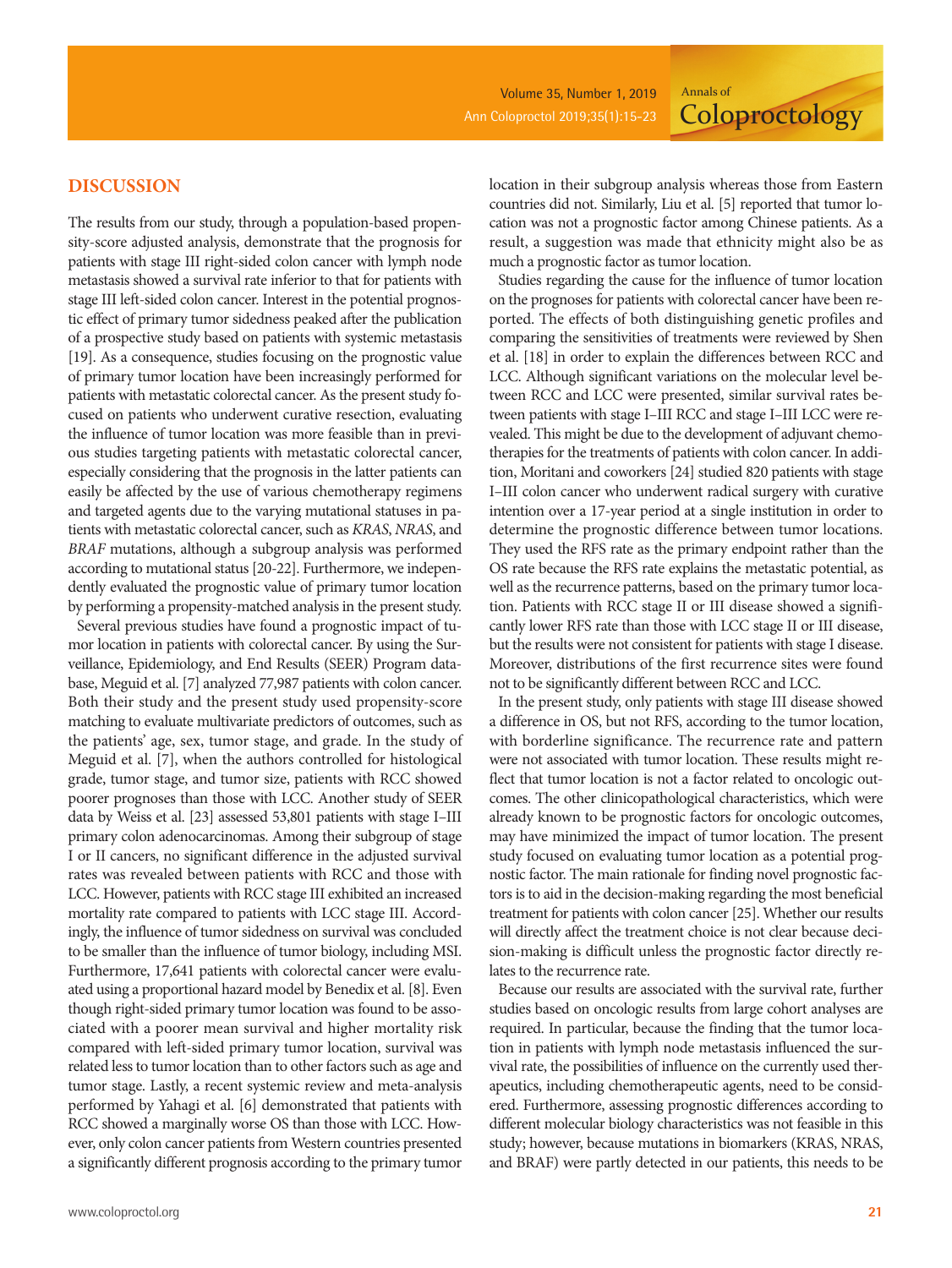## DISCUSSION

The results from our study, through a population-based propensity-score adjusted analysis, demonstrate that the prognosis for patients with stage III right-sided colon cancer with lymph node metastasis showed a survival rate inferior to that for patients with stage III left-sided colon cancer. Interest in the potential prognostic effect of primary tumor sidedness peaked after the publication of a prospective study based on patients with systemic metastasis [19]. As a consequence, studies focusing on the prognostic value of primary tumor location have been increasingly performed for patients with metastatic colorectal cancer. As the present study focused on patients who underwent curative resection, evaluating the influence of tumor location was more feasible than in previous studies targeting patients with metastatic colorectal cancer, especially considering that the prognosis in the latter patients can easily be affected by the use of various chemotherapy regimens and targeted agents due to the varying mutational statuses in patients with metastatic colorectal cancer, such as *KRAS*, *NRAS*, and *BRAF* mutations, although a subgroup analysis was performed according to mutational status [20-22]. Furthermore, we independently evaluated the prognostic value of primary tumor location by performing a propensity-matched analysis in the present study.

Several previous studies have found a prognostic impact of tumor location in patients with colorectal cancer. By using the Surveillance, Epidemiology, and End Results (SEER) Program database, Meguid et al. [7] analyzed 77,987 patients with colon cancer. Both their study and the present study used propensity-score matching to evaluate multivariate predictors of outcomes, such as the patients' age, sex, tumor stage, and grade. In the study of Meguid et al. [7], when the authors controlled for histological grade, tumor stage, and tumor size, patients with RCC showed poorer prognoses than those with LCC. Another study of SEER data by Weiss et al. [23] assessed 53,801 patients with stage I–III primary colon adenocarcinomas. Among their subgroup of stage I or II cancers, no significant difference in the adjusted survival rates was revealed between patients with RCC and those with LCC. However, patients with RCC stage III exhibited an increased mortality rate compared to patients with LCC stage III. Accordingly, the influence of tumor sidedness on survival was concluded to be smaller than the influence of tumor biology, including MSI. Furthermore, 17,641 patients with colorectal cancer were evaluated using a proportional hazard model by Benedix et al. [8]. Even though right-sided primary tumor location was found to be associated with a poorer mean survival and higher mortality risk compared with left-sided primary tumor location, survival was related less to tumor location than to other factors such as age and tumor stage. Lastly, a recent systemic review and meta-analysis performed by Yahagi et al. [6] demonstrated that patients with RCC showed a marginally worse OS than those with LCC. However, only colon cancer patients from Western countries presented a significantly different prognosis according to the primary tumor location in their subgroup analysis whereas those from Eastern countries did not. Similarly, Liu et al. [5] reported that tumor location was not a prognostic factor among Chinese patients. As a result, a suggestion was made that ethnicity might also be as much a prognostic factor as tumor location.

Studies regarding the cause for the influence of tumor location on the prognoses for patients with colorectal cancer have been reported. The effects of both distinguishing genetic profiles and comparing the sensitivities of treatments were reviewed by Shen et al. [18] in order to explain the differences between RCC and LCC. Although significant variations on the molecular level between RCC and LCC were presented, similar survival rates between patients with stage I–III RCC and stage I–III LCC were revealed. This might be due to the development of adjuvant chemotherapies for the treatments of patients with colon cancer. In addition, Moritani and coworkers [24] studied 820 patients with stage I–III colon cancer who underwent radical surgery with curative intention over a 17-year period at a single institution in order to determine the prognostic difference between tumor locations. They used the RFS rate as the primary endpoint rather than the OS rate because the RFS rate explains the metastatic potential, as well as the recurrence patterns, based on the primary tumor location. Patients with RCC stage II or III disease showed a significantly lower RFS rate than those with LCC stage II or III disease, but the results were not consistent for patients with stage I disease. Moreover, distributions of the first recurrence sites were found not to be significantly different between RCC and LCC.

In the present study, only patients with stage III disease showed a difference in OS, but not RFS, according to the tumor location, with borderline significance. The recurrence rate and pattern were not associated with tumor location. These results might reflect that tumor location is not a factor related to oncologic outcomes. The other clinicopathological characteristics, which were already known to be prognostic factors for oncologic outcomes, may have minimized the impact of tumor location. The present study focused on evaluating tumor location as a potential prognostic factor. The main rationale for finding novel prognostic factors is to aid in the decision-making regarding the most beneficial treatment for patients with colon cancer [25]. Whether our results will directly affect the treatment choice is not clear because decision-making is difficult unless the prognostic factor directly relates to the recurrence rate.

Because our results are associated with the survival rate, further studies based on oncologic results from large cohort analyses are required. In particular, because the finding that the tumor location in patients with lymph node metastasis influenced the survival rate, the possibilities of influence on the currently used therapeutics, including chemotherapeutic agents, need to be considered. Furthermore, assessing prognostic differences according to different molecular biology characteristics was not feasible in this study; however, because mutations in biomarkers (KRAS, NRAS, and BRAF) were partly detected in our patients, this needs to be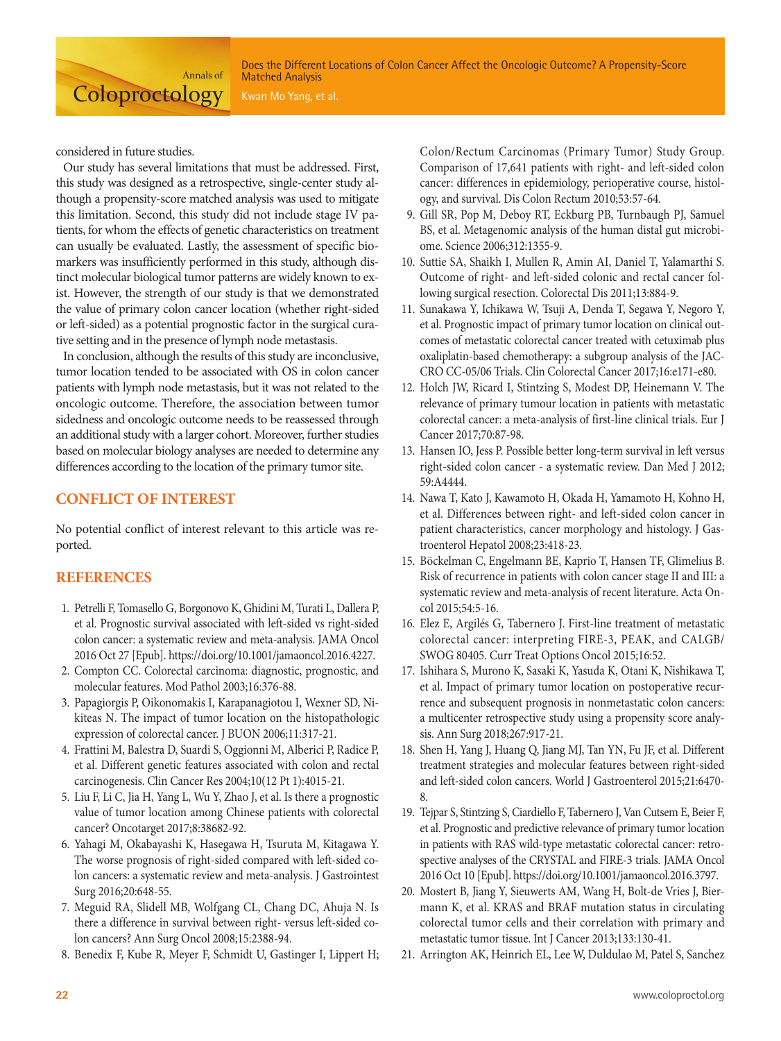considered in future studies.

Our study has several limitations that must be addressed. First, this study was designed as a retrospective, single-center study although a propensity-score matched analysis was used to mitigate this limitation. Second, this study did not include stage IV patients, for whom the effects of genetic characteristics on treatment can usually be evaluated. Lastly, the assessment of specific biomarkers was insufficiently performed in this study, although distinct molecular biological tumor patterns are widely known to exist. However, the strength of our study is that we demonstrated the value of primary colon cancer location (whether right-sided or left-sided) as a potential prognostic factor in the surgical curative setting and in the presence of lymph node metastasis.

In conclusion, although the results of this study are inconclusive, tumor location tended to be associated with OS in colon cancer patients with lymph node metastasis, but it was not related to the oncologic outcome. Therefore, the association between tumor sidedness and oncologic outcome needs to be reassessed through an additional study with a larger cohort. Moreover, further studies based on molecular biology analyses are needed to determine any differences according to the location of the primary tumor site.

## CONFLICT OF INTEREST

No potential conflict of interest relevant to this article was reported.

## REFERENCES

1. Petrelli F, Tomasello G, Borgonovo K, Ghidini M, Turati L, Dallera P, et al. Prognostic survival associated with left-sided vs right-sided colon cancer: a systematic review and meta-analysis. JAMA Oncol 2016 Oct 27 [Epub]. https://doi.org/10.1001/jamaoncol.2016.4227.
2. Compton CC. Colorectal carcinoma: diagnostic, prognostic, and molecular features. Mod Pathol 2003;16:376-88.
3. Papagiorgis P, Oikonomakis I, Karapanagiotou I, Wexner SD, Nikiteas N. The impact of tumor location on the histopathologic expression of colorectal cancer. J BUON 2006;11:317-21.
4. Frattini M, Balestra D, Suardi S, Oggionni M, Alberici P, Radice P, et al. Different genetic features associated with colon and rectal carcinogenesis. Clin Cancer Res 2004;10(12 Pt 1):4015-21.
5. Liu F, Li C, Jia H, Yang L, Wu Y, Zhao J, et al. Is there a prognostic value of tumor location among Chinese patients with colorectal cancer? Oncotarget 2017;8:38682-92.
6. Yahagi M, Okabayashi K, Hasegawa H, Tsuruta M, Kitagawa Y. The worse prognosis of right-sided compared with left-sided colon cancers: a systematic review and meta-analysis. J Gastrointest Surg 2016;20:648-55.
7. Meguid RA, Slidell MB, Wolfgang CL, Chang DC, Ahuja N. Is there a difference in survival between right- versus left-sided colon cancers? Ann Surg Oncol 2008;15:2388-94.
8. Benedix F, Kube R, Meyer F, Schmidt U, Gastinger I, Lippert H; Colon/Rectum Carcinomas (Primary Tumor) Study Group. Comparison of 17,641 patients with right- and left-sided colon cancer: differences in epidemiology, perioperative course, histology, and survival. Dis Colon Rectum 2010;53:57-64.
9. Gill SR, Pop M, Deboy RT, Eckburg PB, Turnbaugh PJ, Samuel BS, et al. Metagenomic analysis of the human distal gut microbiome. Science 2006;312:1355-9.
10. Suttie SA, Shaikh I, Mullen R, Amin AI, Daniel T, Yalamarthi S. Outcome of right- and left-sided colonic and rectal cancer following surgical resection. Colorectal Dis 2011;13:884-9.
11. Sunakawa Y, Ichikawa W, Tsuji A, Denda T, Segawa Y, Negoro Y, et al. Prognostic impact of primary tumor location on clinical outcomes of metastatic colorectal cancer treated with cetuximab plus oxaliplatin-based chemotherapy: a subgroup analysis of the JACCRO CC-05/06 Trials. Clin Colorectal Cancer 2017;16:e171-e80.
12. Holch JW, Ricard I, Stintzing S, Modest DP, Heinemann V. The relevance of primary tumour location in patients with metastatic colorectal cancer: a meta-analysis of first-line clinical trials. Eur J Cancer 2017;70:87-98.
13. Hansen IO, Jess P. Possible better long-term survival in left versus right-sided colon cancer - a systematic review. Dan Med J 2012; 59:A4444.
14. Nawa T, Kato J, Kawamoto H, Okada H, Yamamoto H, Kohno H, et al. Differences between right- and left-sided colon cancer in patient characteristics, cancer morphology and histology. J Gastroenterol Hepatol 2008;23:418-23.
15. Böckelman C, Engelmann BE, Kaprio T, Hansen TF, Glimelius B. Risk of recurrence in patients with colon cancer stage II and III: a systematic review and meta-analysis of recent literature. Acta Oncol 2015;54:5-16.
16. Elez E, Argilés G, Tabernero J. First-line treatment of metastatic colorectal cancer: interpreting FIRE-3, PEAK, and CALGB/SWOG 80405. Curr Treat Options Oncol 2015;16:52.
17. Ishihara S, Murono K, Sasaki K, Yasuda K, Otani K, Nishikawa T, et al. Impact of primary tumor location on postoperative recurrence and subsequent prognosis in nonmetastatic colon cancers: a multicenter retrospective study using a propensity score analysis. Ann Surg 2018;267:917-21.
18. Shen H, Yang J, Huang Q, Jiang MJ, Tan YN, Fu JF, et al. Different treatment strategies and molecular features between right-sided and left-sided colon cancers. World J Gastroenterol 2015;21:6470-8.
19. Tejpar S, Stintzing S, Ciardiello F, Tabernero J, Van Cutsem E, Beier F, et al. Prognostic and predictive relevance of primary tumor location in patients with RAS wild-type metastatic colorectal cancer: retrospective analyses of the CRYSTAL and FIRE-3 trials. JAMA Oncol 2016 Oct 10 [Epub]. https://doi.org/10.1001/jamaoncol.2016.3797.
20. Mostert B, Jiang Y, Sieuwerts AM, Wang H, Bolt-de Vries J, Biermann K, et al. KRAS and BRAF mutation status in circulating colorectal tumor cells and their correlation with primary and metastatic tumor tissue. Int J Cancer 2013;133:130-41.
21. Arrington AK, Heinrich EL, Lee W, Duldulao M, Patel S, Sanchez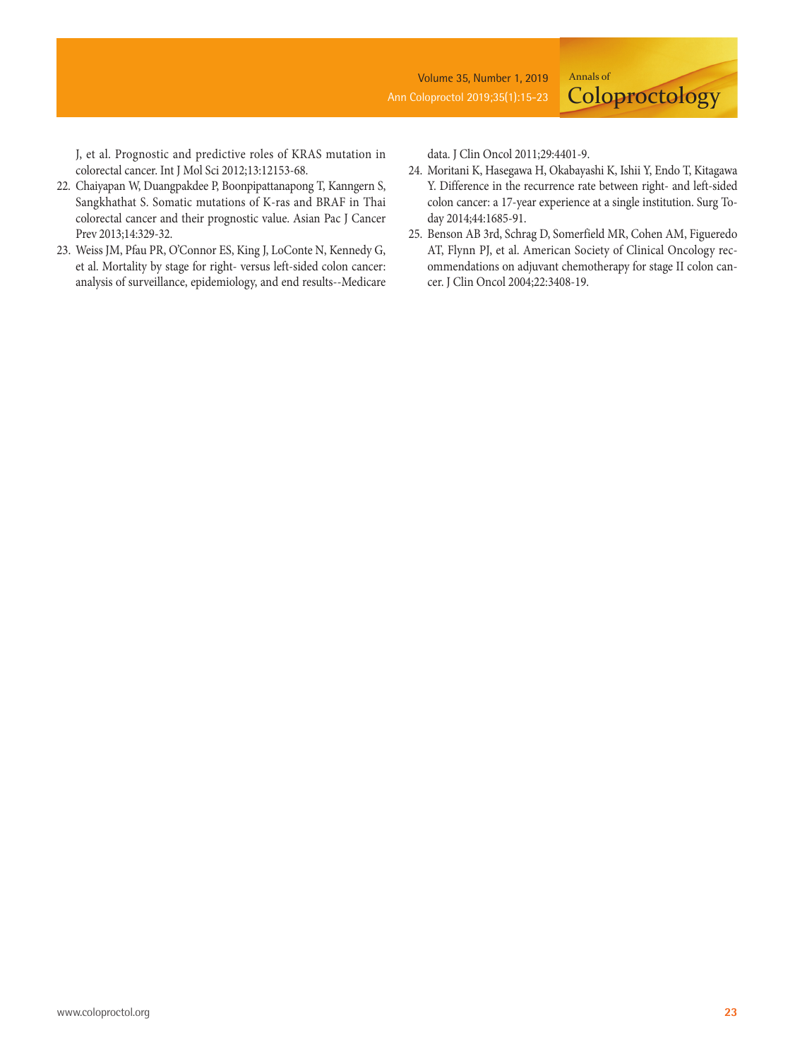J, et al. Prognostic and predictive roles of KRAS mutation in colorectal cancer. Int J Mol Sci 2012;13:12153-68.

22. Chaiyapan W, Duangpakdee P, Boonpipattanapong T, Kanngern S, Sangkhathat S. Somatic mutations of K-ras and BRAF in Thai colorectal cancer and their prognostic value. Asian Pac J Cancer Prev 2013;14:329-32.
23. Weiss JM, Pfau PR, O'Connor ES, King J, LoConte N, Kennedy G, et al. Mortality by stage for right- versus left-sided colon cancer: analysis of surveillance, epidemiology, and end results--Medicare data. J Clin Oncol 2011;29:4401-9.
24. Moritani K, Hasegawa H, Okabayashi K, Ishii Y, Endo T, Kitagawa Y. Difference in the recurrence rate between right- and left-sided colon cancer: a 17-year experience at a single institution. Surg Today 2014;44:1685-91.
25. Benson AB 3rd, Schrag D, Somerfield MR, Cohen AM, Figueredo AT, Flynn PJ, et al. American Society of Clinical Oncology recommendations on adjuvant chemotherapy for stage II colon cancer. J Clin Oncol 2004;22:3408-19.